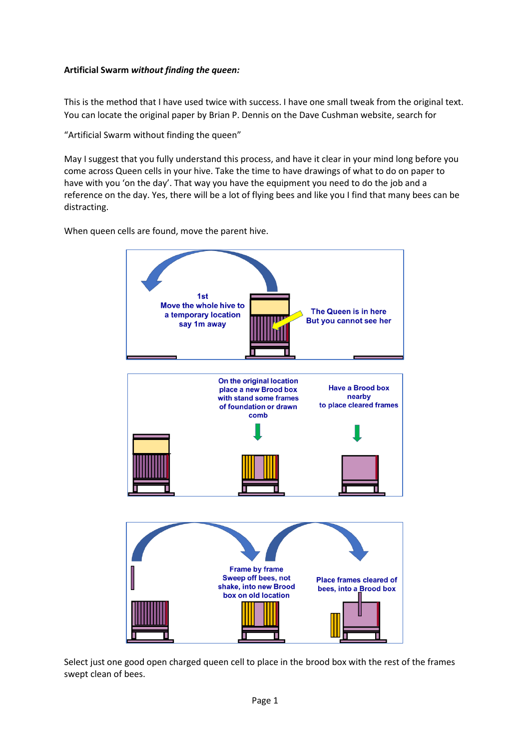**Artificial Swarm *without finding the queen:***

This is the method that I have used twice with success. I have one small tweak from the original text. You can locate the original paper by Brian P. Dennis on the Dave Cushman website, search for

"Artificial Swarm without finding the queen"

May I suggest that you fully understand this process, and have it clear in your mind long before you come across Queen cells in your hive. Take the time to have drawings of what to do on paper to have with you 'on the day'. That way you have the equipment you need to do the job and a reference on the day. Yes, there will be a lot of flying bees and like you I find that many bees can be distracting.

When queen cells are found, move the parent hive.

1st
Move the whole hive to a temporary location say 1m away

The Queen is in here
But you cannot see her

On the original location place a new Brood box with stand some frames of foundation or drawn comb

Have a Brood box nearby to place cleared frames

Frame by frame Sweep off bees, not shake, into new Brood box on old location

Place frames cleared of bees, into a Brood box

Select just one good open charged queen cell to place in the brood box with the rest of the frames swept clean of bees.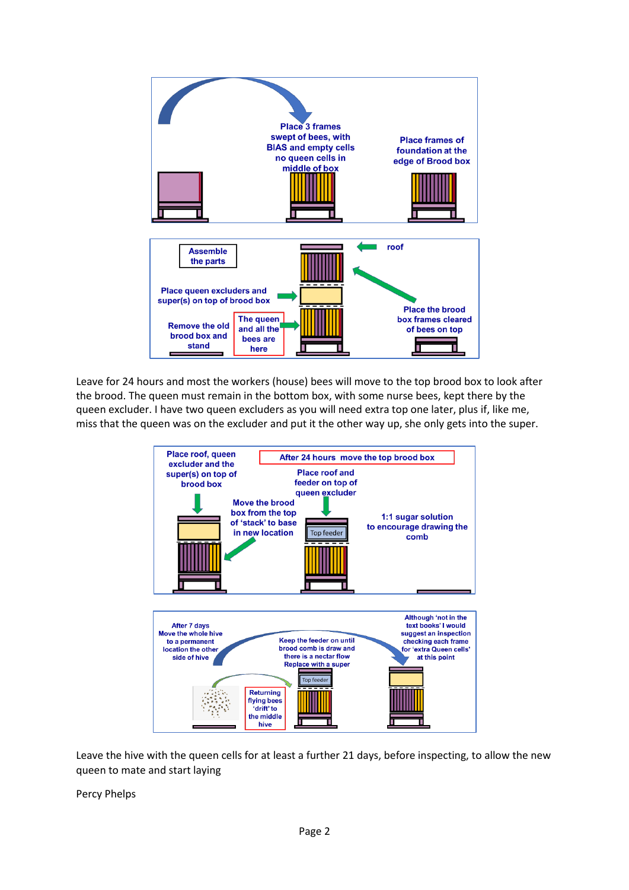Place 3 frames swept of bees, with BIAS and empty cells no queen cells in middle of box

Place frames of foundation at the edge of Brood box

Assemble the parts

roof

Place queen excluders and super(s) on top of brood box

Place the brood box frames cleared of bees on top

Remove the old brood box and stand

The queen and all the bees are here

Leave for 24 hours and most the workers (house) bees will move to the top brood box to look after the brood. The queen must remain in the bottom box, with some nurse bees, kept there by the queen excluder. I have two queen excluders as you will need extra top one later, plus if, like me, miss that the queen was on the excluder and put it the other way up, she only gets into the super.

Place roof, queen excluder and the super(s) on top of brood box

After 24 hours move the top brood box

Place roof and feeder on top of queen excluder

Move the brood box from the top of 'stack' to base in new location

Top feeder

1:1 sugar solution to encourage drawing the comb

After 7 days Move the whole hive to a permanent location the other side of hive

Keep the feeder on until brood comb is draw and there is a nectar flow Replace with a super

Although 'not in the text books' I would suggest an inspection checking each frame for 'extra Queen cells' at this point

Top feeder

Returning flying bees 'drift' to the middle hive

Leave the hive with the queen cells for at least a further 21 days, before inspecting, to allow the new queen to mate and start laying

Percy Phelps